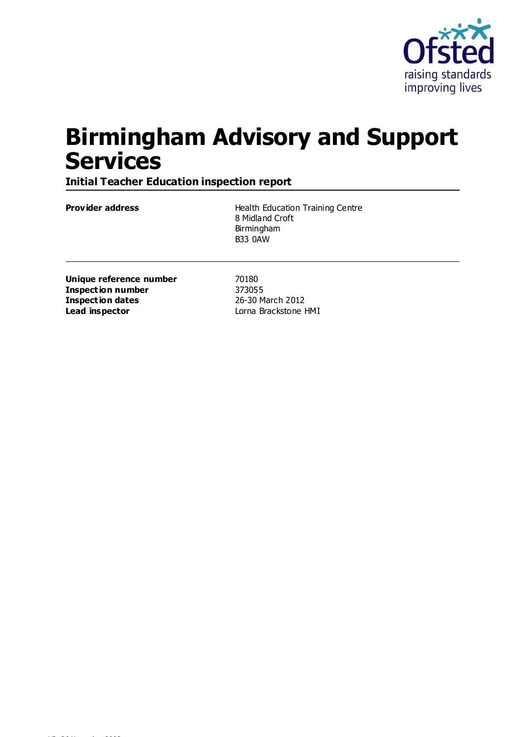# Birmingham Advisory and Support Services

**Initial Teacher Education inspection report**

| | |
|---|---|
| **Provider address** | Health Education Training Centre<br>8 Midland Croft<br>Birmingham<br>B33 0AW |

| | |
|---|---|
| **Unique reference number** | 70180 |
| **Inspection number** | 373055 |
| **Inspection dates** | 26-30 March 2012 |
| **Lead inspector** | Lorna Brackstone HMI |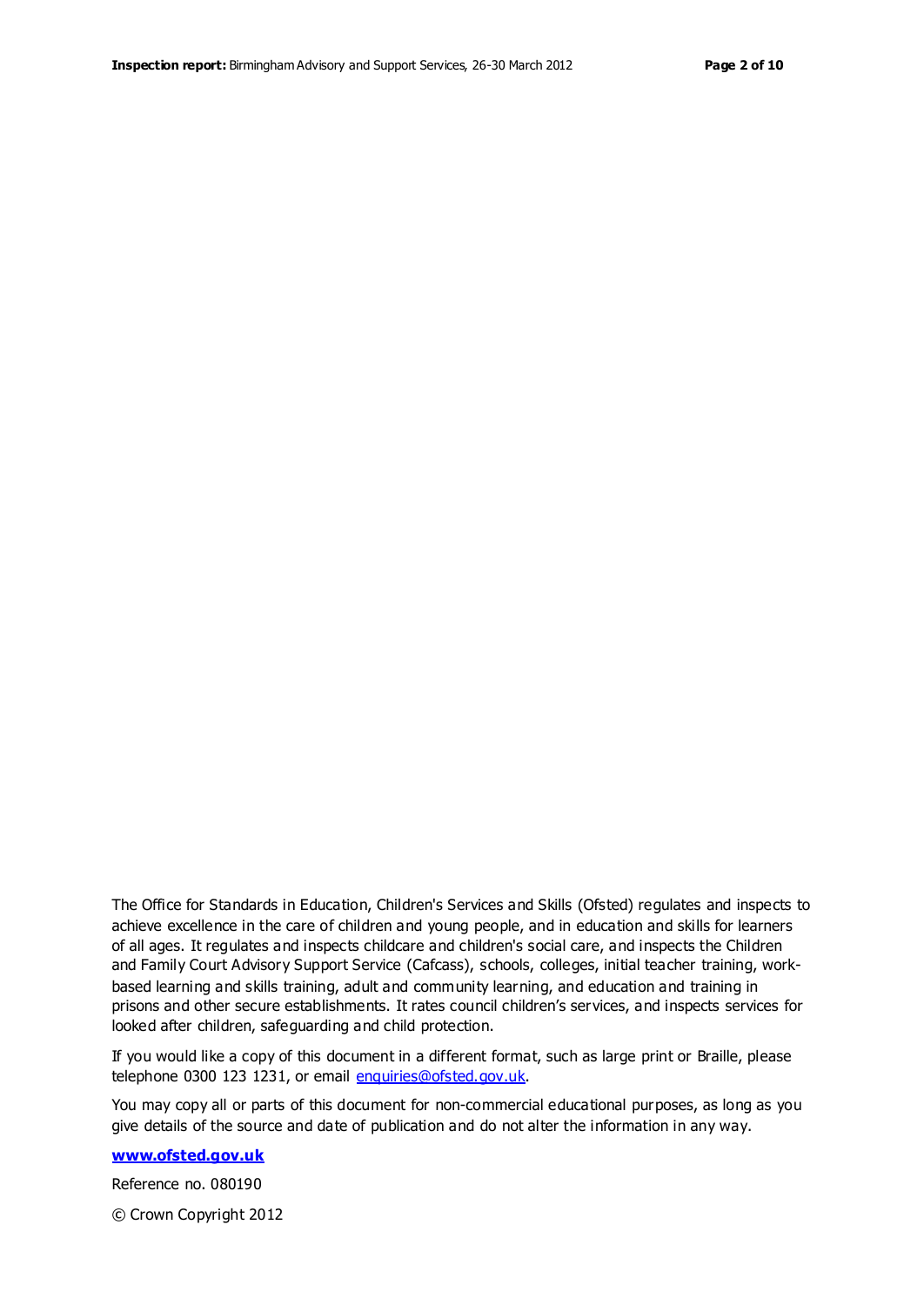The Office for Standards in Education, Children's Services and Skills (Ofsted) regulates and inspects to achieve excellence in the care of children and young people, and in education and skills for learners of all ages. It regulates and inspects childcare and children's social care, and inspects the Children and Family Court Advisory Support Service (Cafcass), schools, colleges, initial teacher training, work-based learning and skills training, adult and community learning, and education and training in prisons and other secure establishments. It rates council children's services, and inspects services for looked after children, safeguarding and child protection.

If you would like a copy of this document in a different format, such as large print or Braille, please telephone 0300 123 1231, or email enquiries@ofsted.gov.uk.

You may copy all or parts of this document for non-commercial educational purposes, as long as you give details of the source and date of publication and do not alter the information in any way.

**www.ofsted.gov.uk**

Reference no. 080190

© Crown Copyright 2012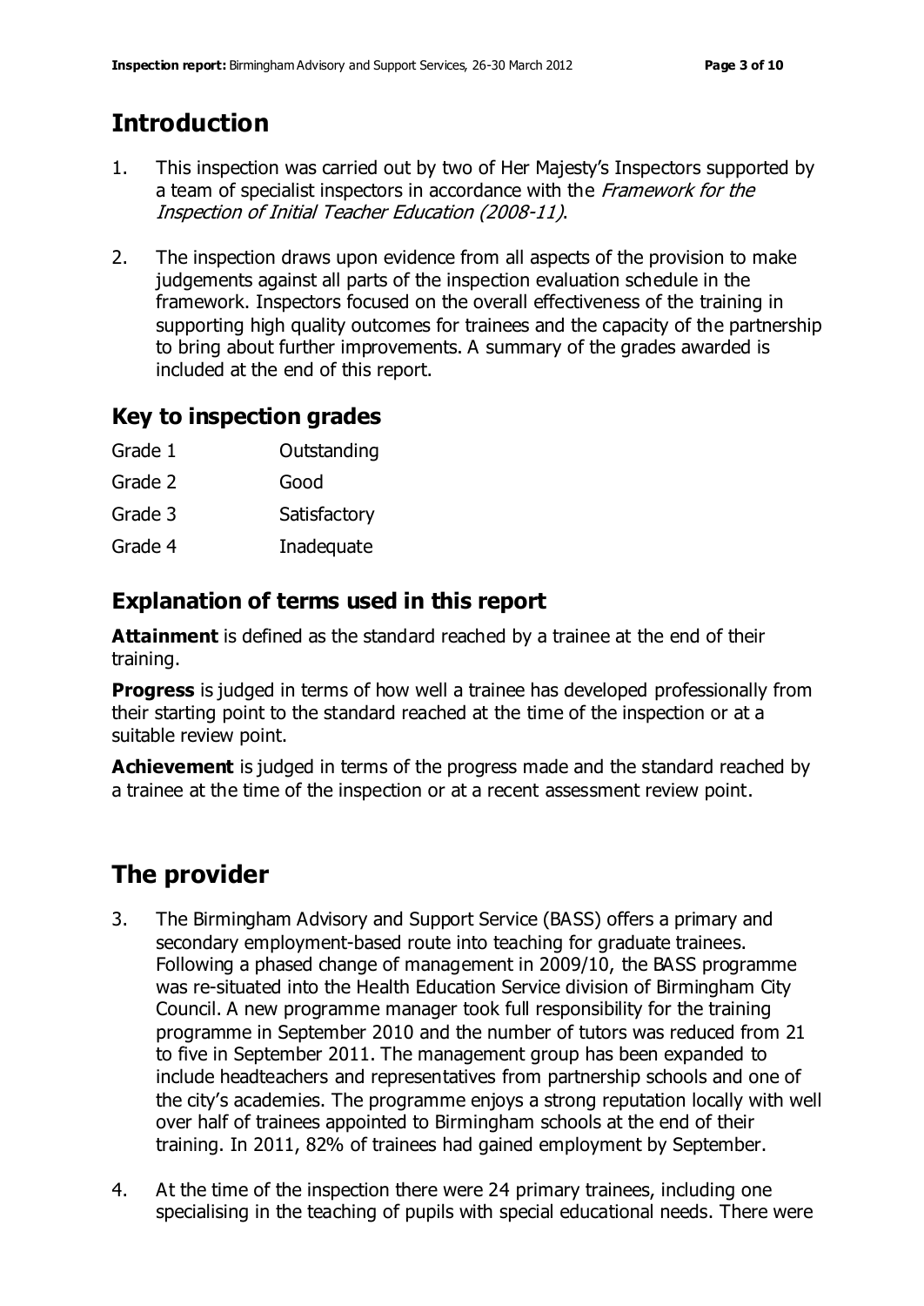# Introduction

1. This inspection was carried out by two of Her Majesty's Inspectors supported by a team of specialist inspectors in accordance with the *Framework for the Inspection of Initial Teacher Education (2008-11)*.

2. The inspection draws upon evidence from all aspects of the provision to make judgements against all parts of the inspection evaluation schedule in the framework. Inspectors focused on the overall effectiveness of the training in supporting high quality outcomes for trainees and the capacity of the partnership to bring about further improvements. A summary of the grades awarded is included at the end of this report.

## Key to inspection grades

| | |
|---|---|
| Grade 1 | Outstanding |
| Grade 2 | Good |
| Grade 3 | Satisfactory |
| Grade 4 | Inadequate |

## Explanation of terms used in this report

**Attainment** is defined as the standard reached by a trainee at the end of their training.

**Progress** is judged in terms of how well a trainee has developed professionally from their starting point to the standard reached at the time of the inspection or at a suitable review point.

**Achievement** is judged in terms of the progress made and the standard reached by a trainee at the time of the inspection or at a recent assessment review point.

# The provider

3. The Birmingham Advisory and Support Service (BASS) offers a primary and secondary employment-based route into teaching for graduate trainees. Following a phased change of management in 2009/10, the BASS programme was re-situated into the Health Education Service division of Birmingham City Council. A new programme manager took full responsibility for the training programme in September 2010 and the number of tutors was reduced from 21 to five in September 2011. The management group has been expanded to include headteachers and representatives from partnership schools and one of the city's academies. The programme enjoys a strong reputation locally with well over half of trainees appointed to Birmingham schools at the end of their training. In 2011, 82% of trainees had gained employment by September.

4. At the time of the inspection there were 24 primary trainees, including one specialising in the teaching of pupils with special educational needs. There were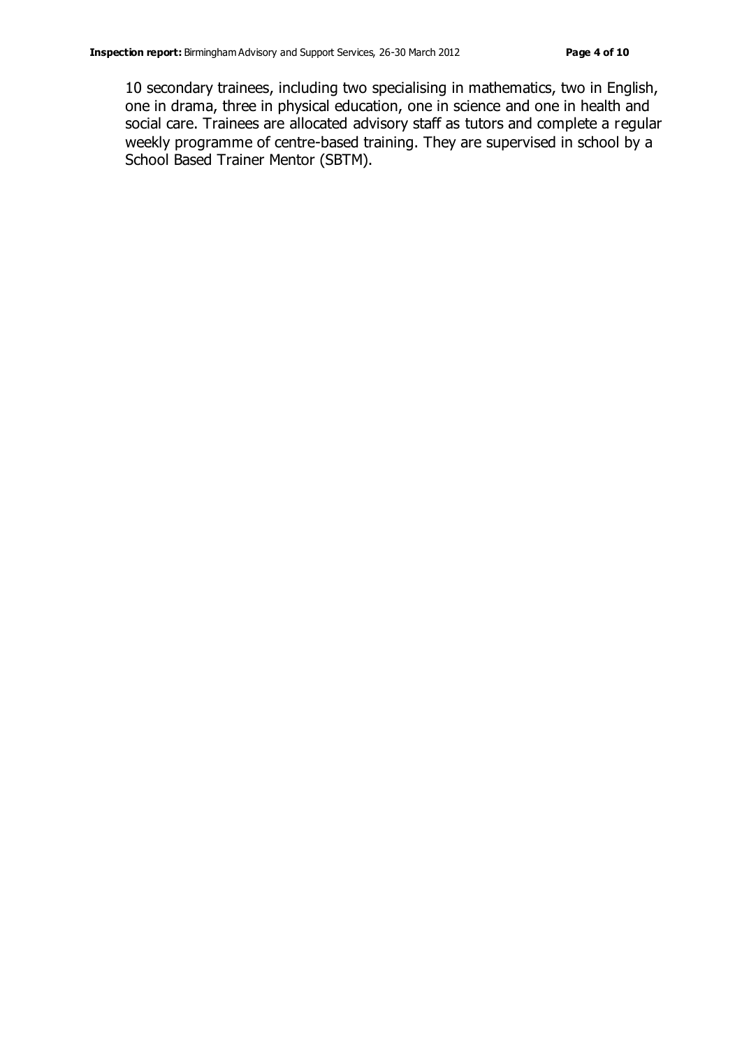10 secondary trainees, including two specialising in mathematics, two in English, one in drama, three in physical education, one in science and one in health and social care. Trainees are allocated advisory staff as tutors and complete a regular weekly programme of centre-based training. They are supervised in school by a School Based Trainer Mentor (SBTM).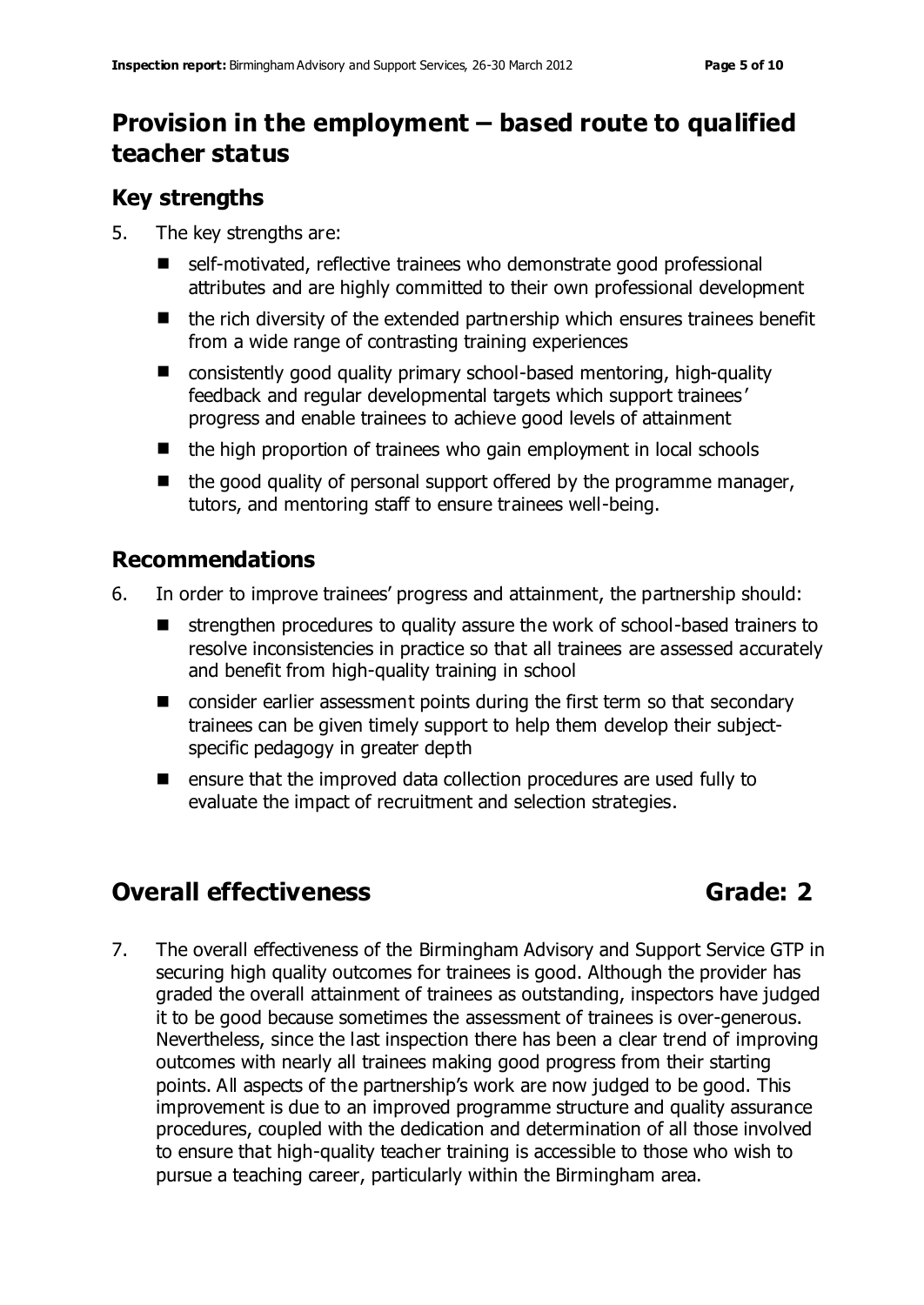# Provision in the employment – based route to qualified teacher status

## Key strengths

5. The key strengths are:
   - self-motivated, reflective trainees who demonstrate good professional attributes and are highly committed to their own professional development
   - the rich diversity of the extended partnership which ensures trainees benefit from a wide range of contrasting training experiences
   - consistently good quality primary school-based mentoring, high-quality feedback and regular developmental targets which support trainees' progress and enable trainees to achieve good levels of attainment
   - the high proportion of trainees who gain employment in local schools
   - the good quality of personal support offered by the programme manager, tutors, and mentoring staff to ensure trainees well-being.

## Recommendations

6. In order to improve trainees' progress and attainment, the partnership should:
   - strengthen procedures to quality assure the work of school-based trainers to resolve inconsistencies in practice so that all trainees are assessed accurately and benefit from high-quality training in school
   - consider earlier assessment points during the first term so that secondary trainees can be given timely support to help them develop their subject-specific pedagogy in greater depth
   - ensure that the improved data collection procedures are used fully to evaluate the impact of recruitment and selection strategies.

# Overall effectiveness Grade: 2

7. The overall effectiveness of the Birmingham Advisory and Support Service GTP in securing high quality outcomes for trainees is good. Although the provider has graded the overall attainment of trainees as outstanding, inspectors have judged it to be good because sometimes the assessment of trainees is over-generous. Nevertheless, since the last inspection there has been a clear trend of improving outcomes with nearly all trainees making good progress from their starting points. All aspects of the partnership's work are now judged to be good. This improvement is due to an improved programme structure and quality assurance procedures, coupled with the dedication and determination of all those involved to ensure that high-quality teacher training is accessible to those who wish to pursue a teaching career, particularly within the Birmingham area.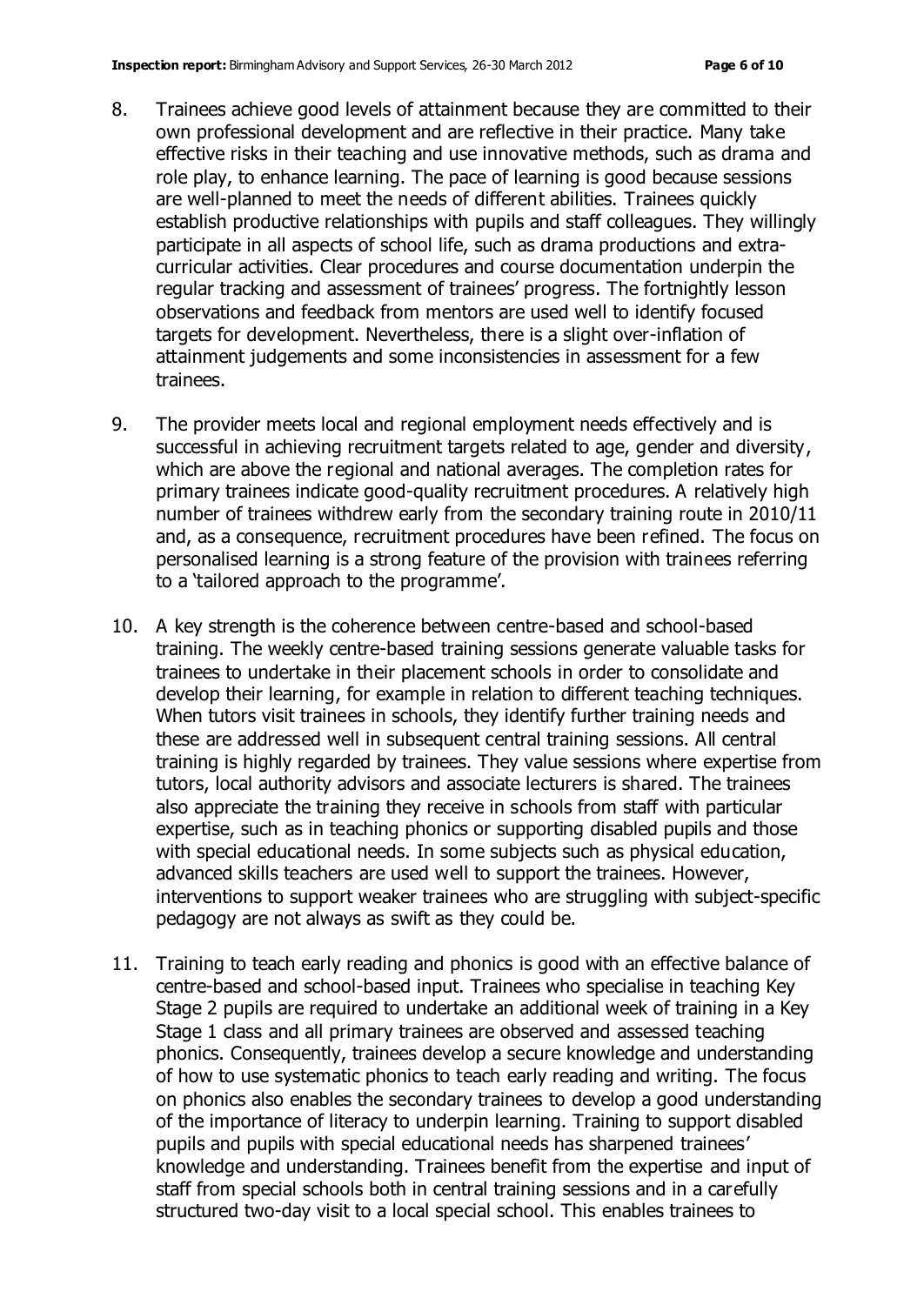8. Trainees achieve good levels of attainment because they are committed to their own professional development and are reflective in their practice. Many take effective risks in their teaching and use innovative methods, such as drama and role play, to enhance learning. The pace of learning is good because sessions are well-planned to meet the needs of different abilities. Trainees quickly establish productive relationships with pupils and staff colleagues. They willingly participate in all aspects of school life, such as drama productions and extra-curricular activities. Clear procedures and course documentation underpin the regular tracking and assessment of trainees' progress. The fortnightly lesson observations and feedback from mentors are used well to identify focused targets for development. Nevertheless, there is a slight over-inflation of attainment judgements and some inconsistencies in assessment for a few trainees.

9. The provider meets local and regional employment needs effectively and is successful in achieving recruitment targets related to age, gender and diversity, which are above the regional and national averages. The completion rates for primary trainees indicate good-quality recruitment procedures. A relatively high number of trainees withdrew early from the secondary training route in 2010/11 and, as a consequence, recruitment procedures have been refined. The focus on personalised learning is a strong feature of the provision with trainees referring to a 'tailored approach to the programme'.

10. A key strength is the coherence between centre-based and school-based training. The weekly centre-based training sessions generate valuable tasks for trainees to undertake in their placement schools in order to consolidate and develop their learning, for example in relation to different teaching techniques. When tutors visit trainees in schools, they identify further training needs and these are addressed well in subsequent central training sessions. All central training is highly regarded by trainees. They value sessions where expertise from tutors, local authority advisors and associate lecturers is shared. The trainees also appreciate the training they receive in schools from staff with particular expertise, such as in teaching phonics or supporting disabled pupils and those with special educational needs. In some subjects such as physical education, advanced skills teachers are used well to support the trainees. However, interventions to support weaker trainees who are struggling with subject-specific pedagogy are not always as swift as they could be.

11. Training to teach early reading and phonics is good with an effective balance of centre-based and school-based input. Trainees who specialise in teaching Key Stage 2 pupils are required to undertake an additional week of training in a Key Stage 1 class and all primary trainees are observed and assessed teaching phonics. Consequently, trainees develop a secure knowledge and understanding of how to use systematic phonics to teach early reading and writing. The focus on phonics also enables the secondary trainees to develop a good understanding of the importance of literacy to underpin learning. Training to support disabled pupils and pupils with special educational needs has sharpened trainees' knowledge and understanding. Trainees benefit from the expertise and input of staff from special schools both in central training sessions and in a carefully structured two-day visit to a local special school. This enables trainees to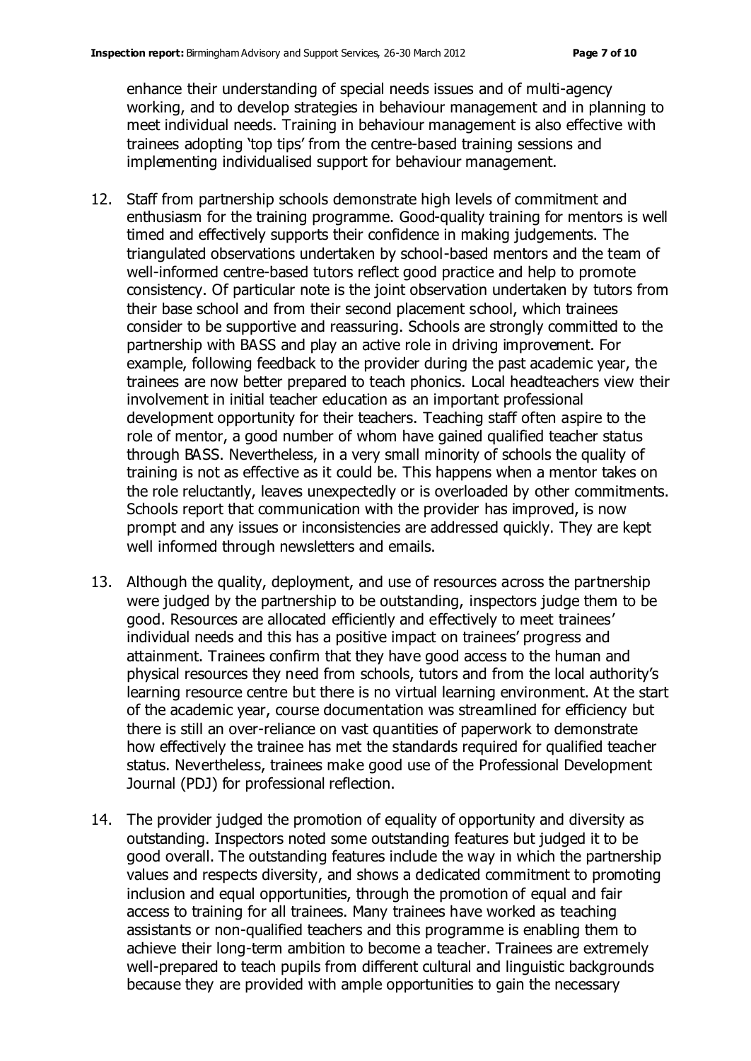enhance their understanding of special needs issues and of multi-agency working, and to develop strategies in behaviour management and in planning to meet individual needs. Training in behaviour management is also effective with trainees adopting 'top tips' from the centre-based training sessions and implementing individualised support for behaviour management.

12. Staff from partnership schools demonstrate high levels of commitment and enthusiasm for the training programme. Good-quality training for mentors is well timed and effectively supports their confidence in making judgements. The triangulated observations undertaken by school-based mentors and the team of well-informed centre-based tutors reflect good practice and help to promote consistency. Of particular note is the joint observation undertaken by tutors from their base school and from their second placement school, which trainees consider to be supportive and reassuring. Schools are strongly committed to the partnership with BASS and play an active role in driving improvement. For example, following feedback to the provider during the past academic year, the trainees are now better prepared to teach phonics. Local headteachers view their involvement in initial teacher education as an important professional development opportunity for their teachers. Teaching staff often aspire to the role of mentor, a good number of whom have gained qualified teacher status through BASS. Nevertheless, in a very small minority of schools the quality of training is not as effective as it could be. This happens when a mentor takes on the role reluctantly, leaves unexpectedly or is overloaded by other commitments. Schools report that communication with the provider has improved, is now prompt and any issues or inconsistencies are addressed quickly. They are kept well informed through newsletters and emails.

13. Although the quality, deployment, and use of resources across the partnership were judged by the partnership to be outstanding, inspectors judge them to be good. Resources are allocated efficiently and effectively to meet trainees' individual needs and this has a positive impact on trainees' progress and attainment. Trainees confirm that they have good access to the human and physical resources they need from schools, tutors and from the local authority's learning resource centre but there is no virtual learning environment. At the start of the academic year, course documentation was streamlined for efficiency but there is still an over-reliance on vast quantities of paperwork to demonstrate how effectively the trainee has met the standards required for qualified teacher status. Nevertheless, trainees make good use of the Professional Development Journal (PDJ) for professional reflection.

14. The provider judged the promotion of equality of opportunity and diversity as outstanding. Inspectors noted some outstanding features but judged it to be good overall. The outstanding features include the way in which the partnership values and respects diversity, and shows a dedicated commitment to promoting inclusion and equal opportunities, through the promotion of equal and fair access to training for all trainees. Many trainees have worked as teaching assistants or non-qualified teachers and this programme is enabling them to achieve their long-term ambition to become a teacher. Trainees are extremely well-prepared to teach pupils from different cultural and linguistic backgrounds because they are provided with ample opportunities to gain the necessary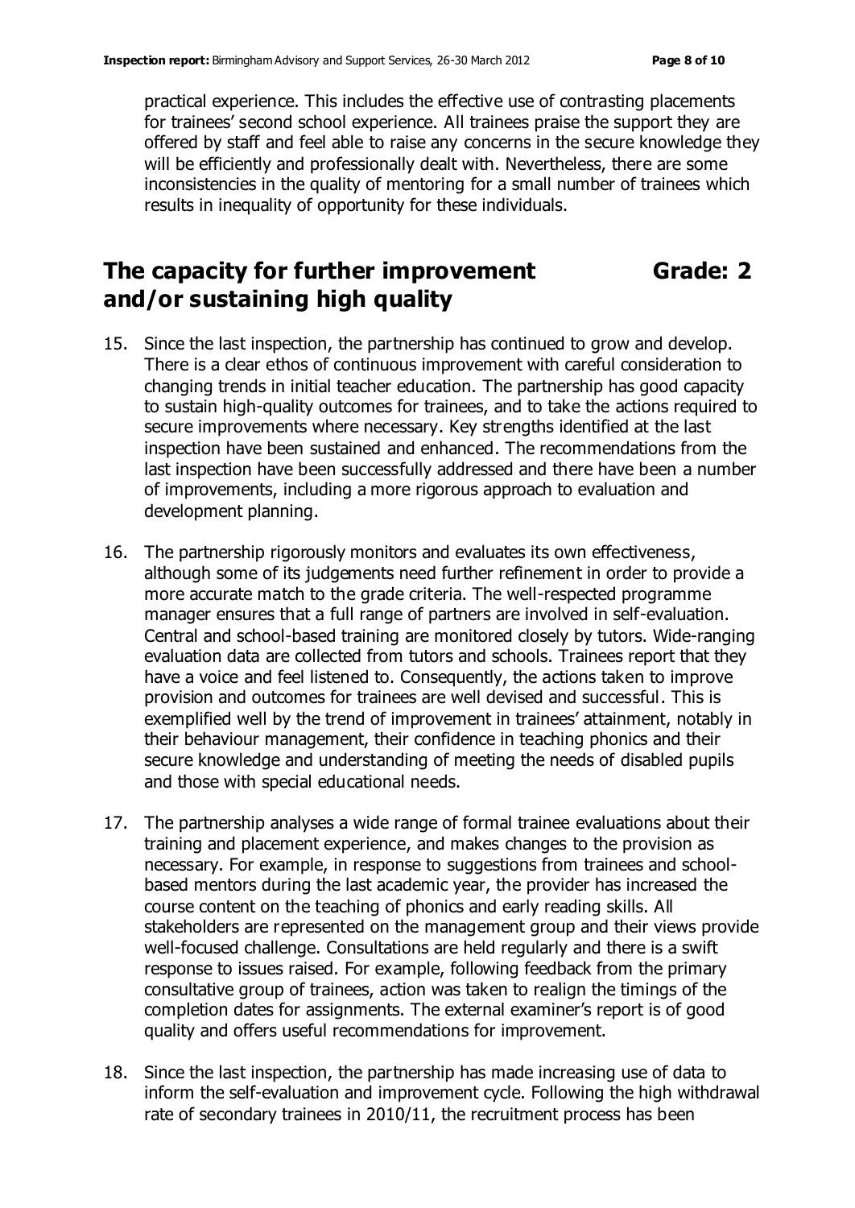practical experience. This includes the effective use of contrasting placements for trainees' second school experience. All trainees praise the support they are offered by staff and feel able to raise any concerns in the secure knowledge they will be efficiently and professionally dealt with. Nevertheless, there are some inconsistencies in the quality of mentoring for a small number of trainees which results in inequality of opportunity for these individuals.

## The capacity for further improvement and/or sustaining high quality — Grade: 2

15. Since the last inspection, the partnership has continued to grow and develop. There is a clear ethos of continuous improvement with careful consideration to changing trends in initial teacher education. The partnership has good capacity to sustain high-quality outcomes for trainees, and to take the actions required to secure improvements where necessary. Key strengths identified at the last inspection have been sustained and enhanced. The recommendations from the last inspection have been successfully addressed and there have been a number of improvements, including a more rigorous approach to evaluation and development planning.

16. The partnership rigorously monitors and evaluates its own effectiveness, although some of its judgements need further refinement in order to provide a more accurate match to the grade criteria. The well-respected programme manager ensures that a full range of partners are involved in self-evaluation. Central and school-based training are monitored closely by tutors. Wide-ranging evaluation data are collected from tutors and schools. Trainees report that they have a voice and feel listened to. Consequently, the actions taken to improve provision and outcomes for trainees are well devised and successful. This is exemplified well by the trend of improvement in trainees' attainment, notably in their behaviour management, their confidence in teaching phonics and their secure knowledge and understanding of meeting the needs of disabled pupils and those with special educational needs.

17. The partnership analyses a wide range of formal trainee evaluations about their training and placement experience, and makes changes to the provision as necessary. For example, in response to suggestions from trainees and school-based mentors during the last academic year, the provider has increased the course content on the teaching of phonics and early reading skills. All stakeholders are represented on the management group and their views provide well-focused challenge. Consultations are held regularly and there is a swift response to issues raised. For example, following feedback from the primary consultative group of trainees, action was taken to realign the timings of the completion dates for assignments. The external examiner's report is of good quality and offers useful recommendations for improvement.

18. Since the last inspection, the partnership has made increasing use of data to inform the self-evaluation and improvement cycle. Following the high withdrawal rate of secondary trainees in 2010/11, the recruitment process has been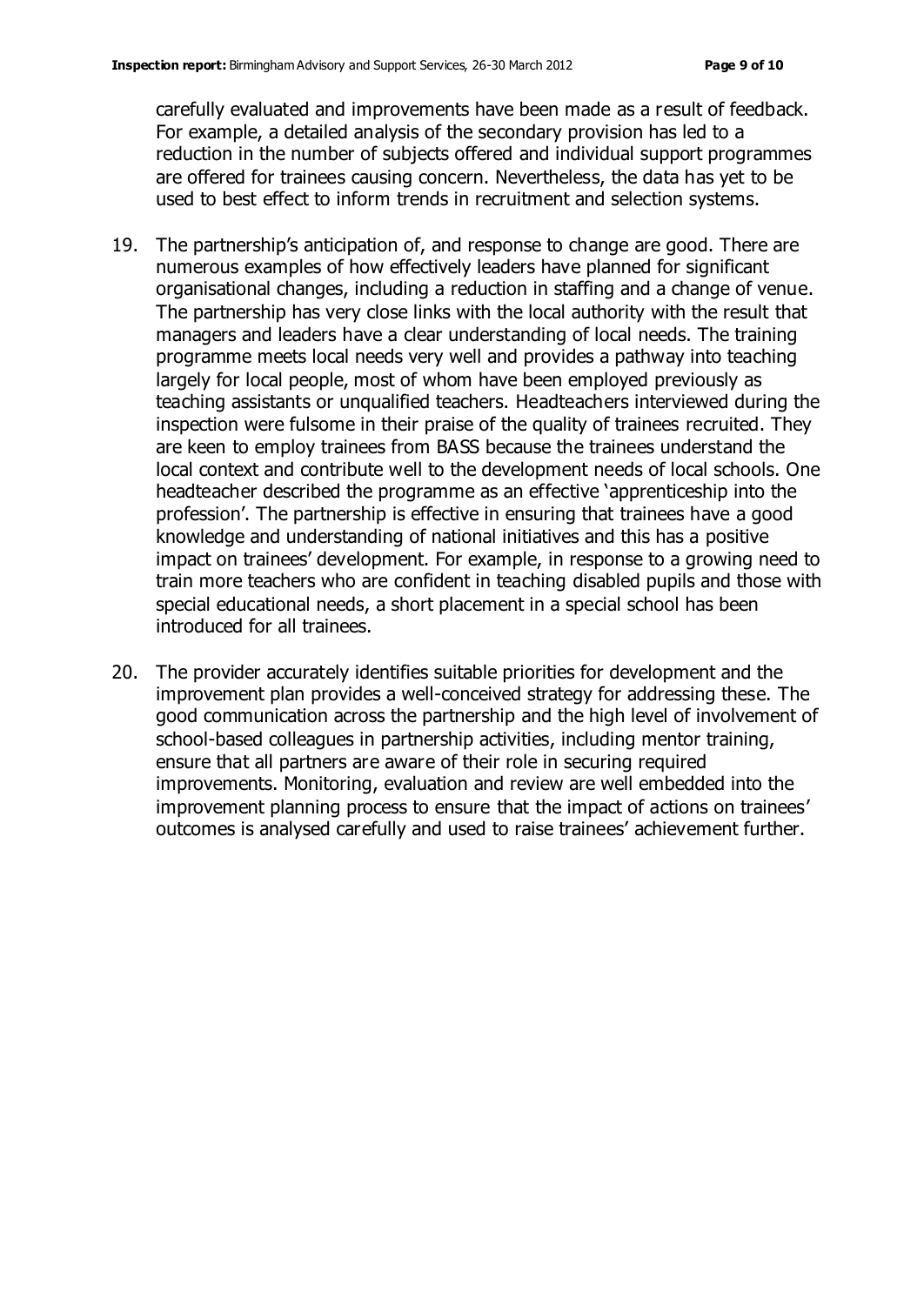carefully evaluated and improvements have been made as a result of feedback. For example, a detailed analysis of the secondary provision has led to a reduction in the number of subjects offered and individual support programmes are offered for trainees causing concern. Nevertheless, the data has yet to be used to best effect to inform trends in recruitment and selection systems.

19. The partnership's anticipation of, and response to change are good. There are numerous examples of how effectively leaders have planned for significant organisational changes, including a reduction in staffing and a change of venue. The partnership has very close links with the local authority with the result that managers and leaders have a clear understanding of local needs. The training programme meets local needs very well and provides a pathway into teaching largely for local people, most of whom have been employed previously as teaching assistants or unqualified teachers. Headteachers interviewed during the inspection were fulsome in their praise of the quality of trainees recruited. They are keen to employ trainees from BASS because the trainees understand the local context and contribute well to the development needs of local schools. One headteacher described the programme as an effective 'apprenticeship into the profession'. The partnership is effective in ensuring that trainees have a good knowledge and understanding of national initiatives and this has a positive impact on trainees' development. For example, in response to a growing need to train more teachers who are confident in teaching disabled pupils and those with special educational needs, a short placement in a special school has been introduced for all trainees.

20. The provider accurately identifies suitable priorities for development and the improvement plan provides a well-conceived strategy for addressing these. The good communication across the partnership and the high level of involvement of school-based colleagues in partnership activities, including mentor training, ensure that all partners are aware of their role in securing required improvements. Monitoring, evaluation and review are well embedded into the improvement planning process to ensure that the impact of actions on trainees' outcomes is analysed carefully and used to raise trainees' achievement further.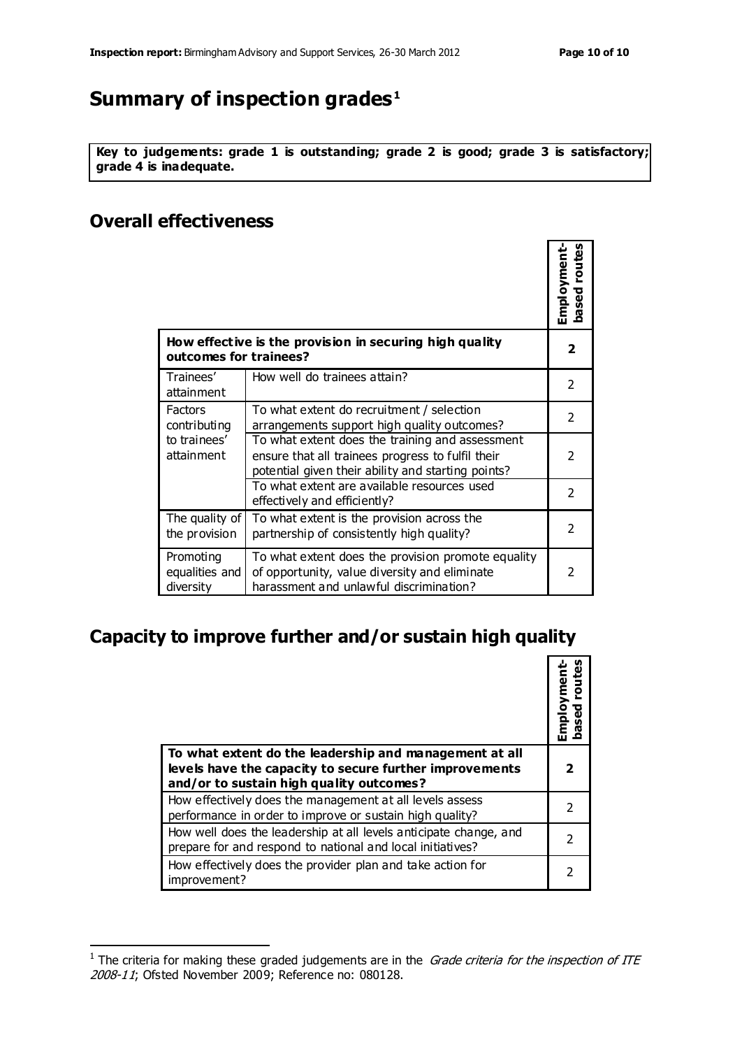# Summary of inspection grades[1]

**Key to judgements: grade 1 is outstanding; grade 2 is good; grade 3 is satisfactory; grade 4 is inadequate.**

## Overall effectiveness

| | | **Employment-based routes** |
|---|---|---|
| **How effective is the provision in securing high quality outcomes for trainees?** | | **2** |
| Trainees' attainment | How well do trainees attain? | 2 |
| Factors contributing to trainees' attainment | To what extent do recruitment / selection arrangements support high quality outcomes? | 2 |
| | To what extent does the training and assessment ensure that all trainees progress to fulfil their potential given their ability and starting points? | 2 |
| | To what extent are available resources used effectively and efficiently? | 2 |
| The quality of the provision | To what extent is the provision across the partnership of consistently high quality? | 2 |
| Promoting equalities and diversity | To what extent does the provision promote equality of opportunity, value diversity and eliminate harassment and unlawful discrimination? | 2 |

## Capacity to improve further and/or sustain high quality

| | **Employment-based routes** |
|---|---|
| **To what extent do the leadership and management at all levels have the capacity to secure further improvements and/or to sustain high quality outcomes?** | **2** |
| How effectively does the management at all levels assess performance in order to improve or sustain high quality? | 2 |
| How well does the leadership at all levels anticipate change, and prepare for and respond to national and local initiatives? | 2 |
| How effectively does the provider plan and take action for improvement? | 2 |

[1] The criteria for making these graded judgements are in the *Grade criteria for the inspection of ITE 2008-11*; Ofsted November 2009; Reference no: 080128.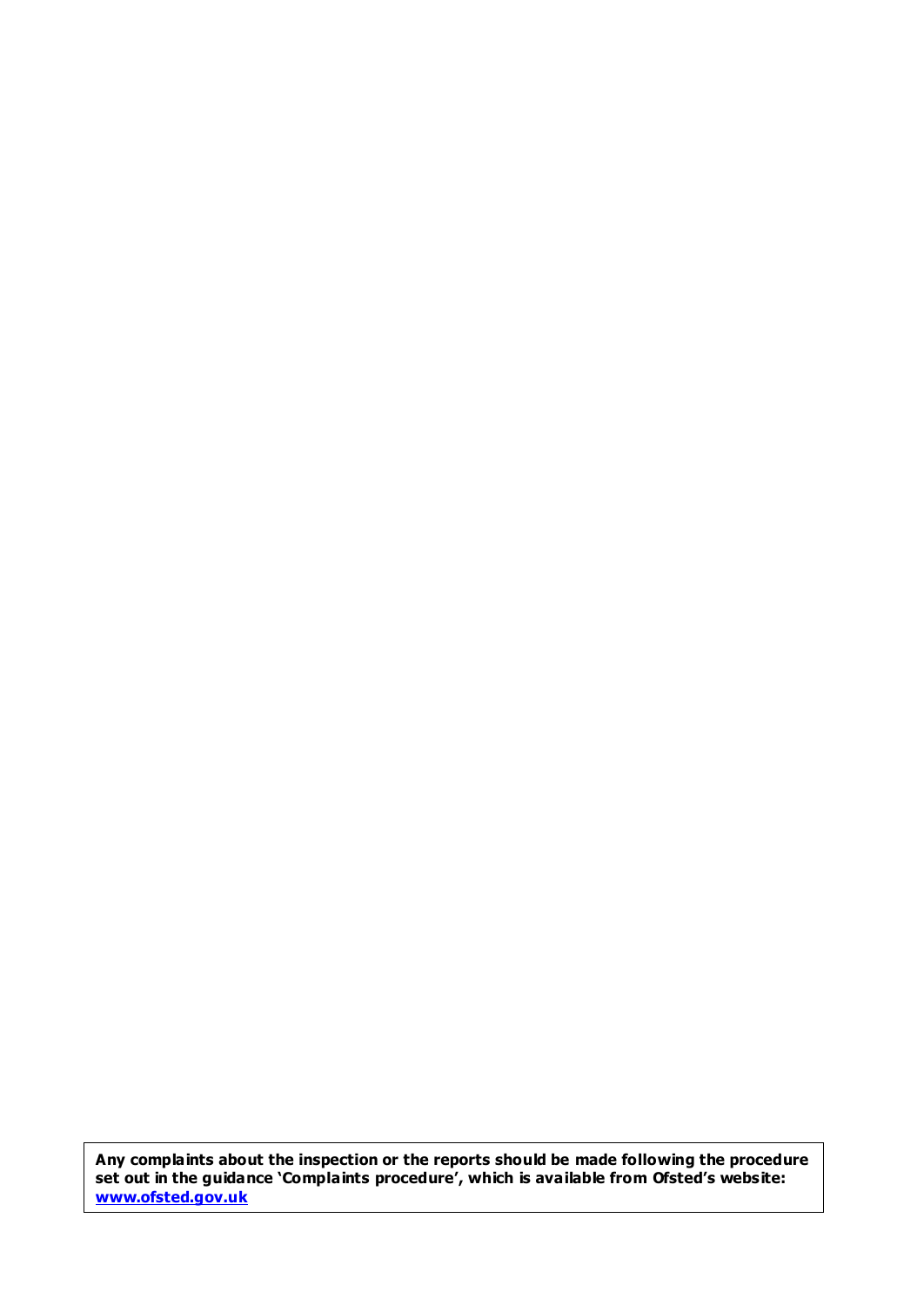**Any complaints about the inspection or the reports should be made following the procedure set out in the guidance 'Complaints procedure', which is available from Ofsted's website: [www.ofsted.gov.uk](http://www.ofsted.gov.uk)**